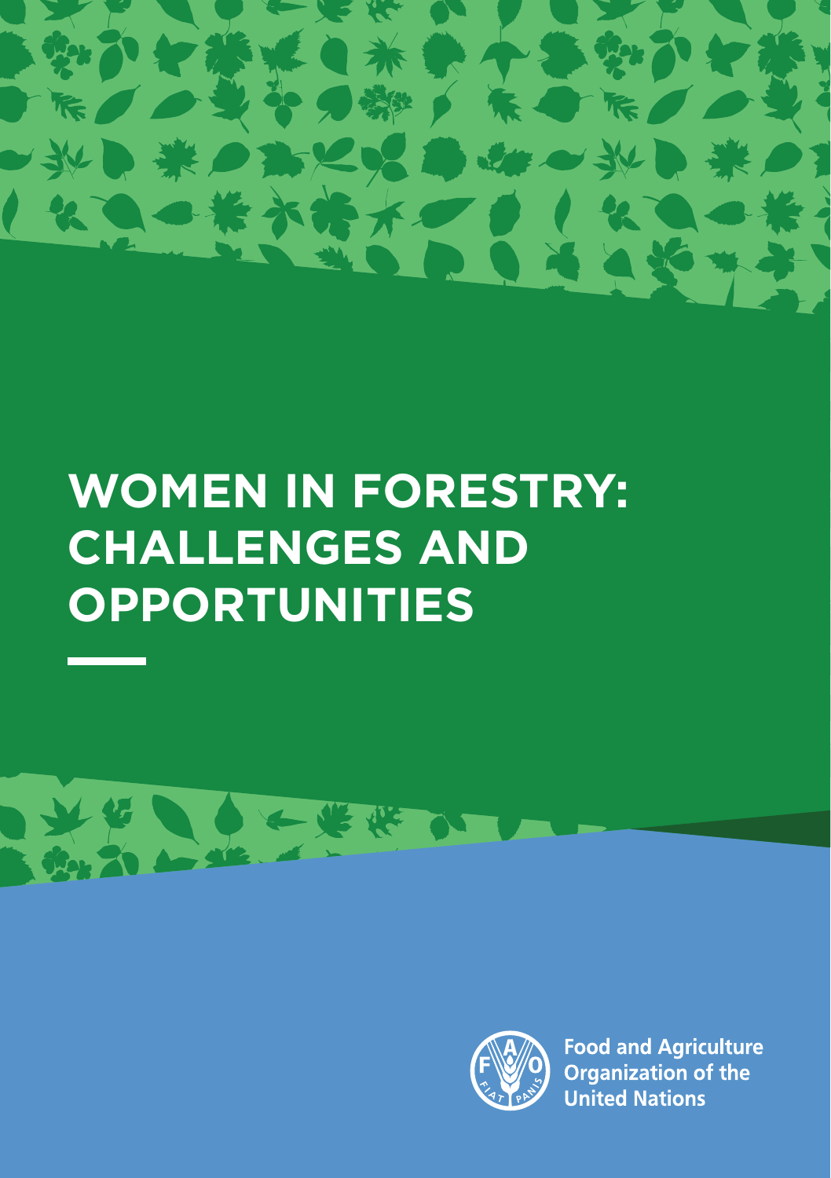# WOMEN IN FORESTRY: CHALLENGES AND OPPORTUNITIES

Food and Agriculture Organization of the United Nations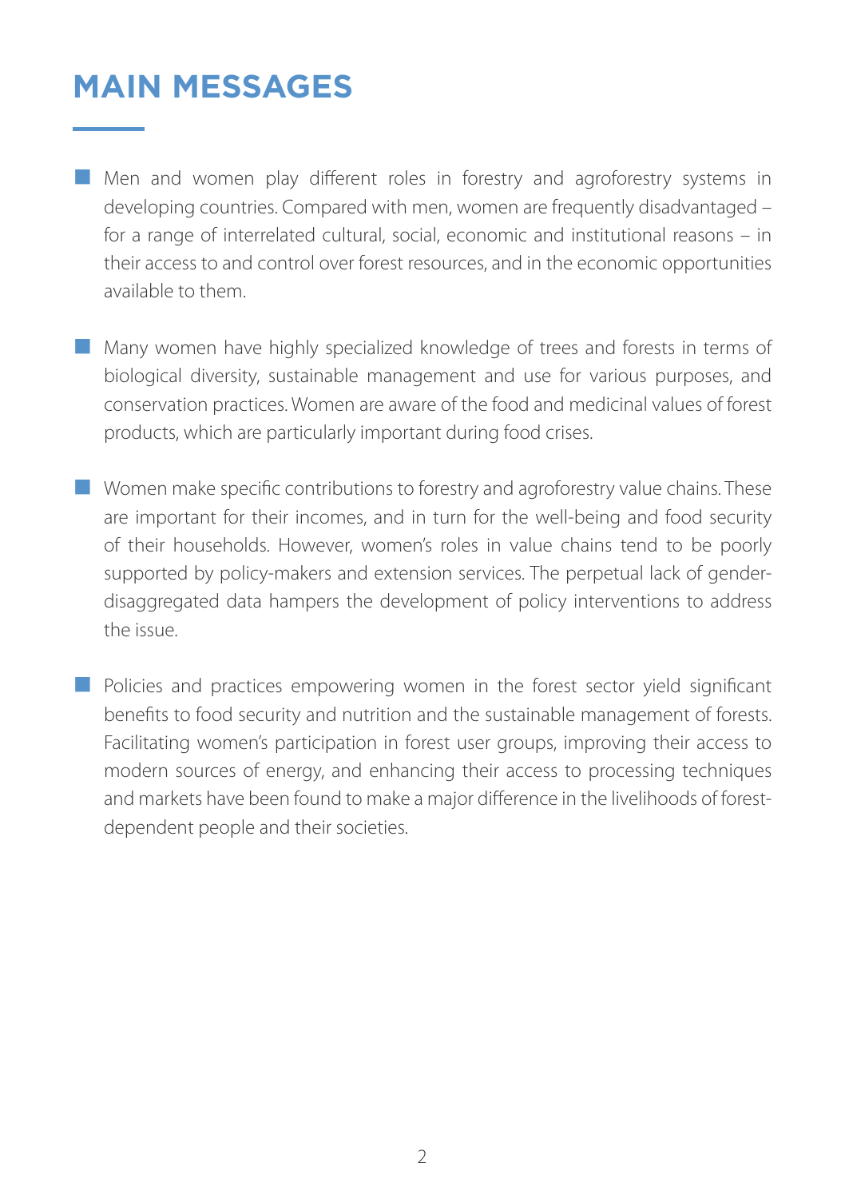# MAIN MESSAGES

- Men and women play different roles in forestry and agroforestry systems in developing countries. Compared with men, women are frequently disadvantaged – for a range of interrelated cultural, social, economic and institutional reasons – in their access to and control over forest resources, and in the economic opportunities available to them.

- Many women have highly specialized knowledge of trees and forests in terms of biological diversity, sustainable management and use for various purposes, and conservation practices. Women are aware of the food and medicinal values of forest products, which are particularly important during food crises.

- Women make specific contributions to forestry and agroforestry value chains. These are important for their incomes, and in turn for the well-being and food security of their households. However, women's roles in value chains tend to be poorly supported by policy-makers and extension services. The perpetual lack of gender-disaggregated data hampers the development of policy interventions to address the issue.

- Policies and practices empowering women in the forest sector yield significant benefits to food security and nutrition and the sustainable management of forests. Facilitating women's participation in forest user groups, improving their access to modern sources of energy, and enhancing their access to processing techniques and markets have been found to make a major difference in the livelihoods of forest-dependent people and their societies.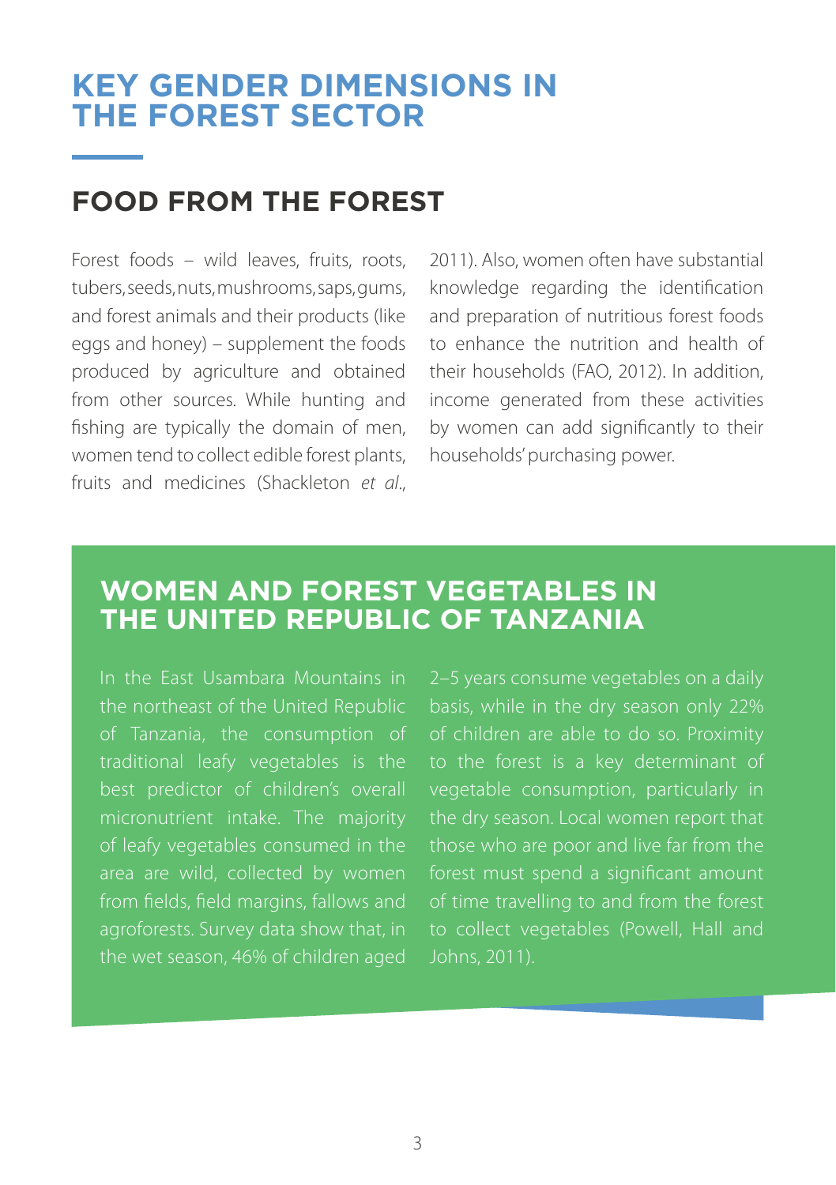# KEY GENDER DIMENSIONS IN THE FOREST SECTOR

## FOOD FROM THE FOREST

Forest foods – wild leaves, fruits, roots, tubers, seeds, nuts, mushrooms, saps, gums, and forest animals and their products (like eggs and honey) – supplement the foods produced by agriculture and obtained from other sources. While hunting and fishing are typically the domain of men, women tend to collect edible forest plants, fruits and medicines (Shackleton *et al*., 2011). Also, women often have substantial knowledge regarding the identification and preparation of nutritious forest foods to enhance the nutrition and health of their households (FAO, 2012). In addition, income generated from these activities by women can add significantly to their households' purchasing power.

### WOMEN AND FOREST VEGETABLES IN THE UNITED REPUBLIC OF TANZANIA

In the East Usambara Mountains in the northeast of the United Republic of Tanzania, the consumption of traditional leafy vegetables is the best predictor of children's overall micronutrient intake. The majority of leafy vegetables consumed in the area are wild, collected by women from fields, field margins, fallows and agroforests. Survey data show that, in the wet season, 46% of children aged 2–5 years consume vegetables on a daily basis, while in the dry season only 22% of children are able to do so. Proximity to the forest is a key determinant of vegetable consumption, particularly in the dry season. Local women report that those who are poor and live far from the forest must spend a significant amount of time travelling to and from the forest to collect vegetables (Powell, Hall and Johns, 2011).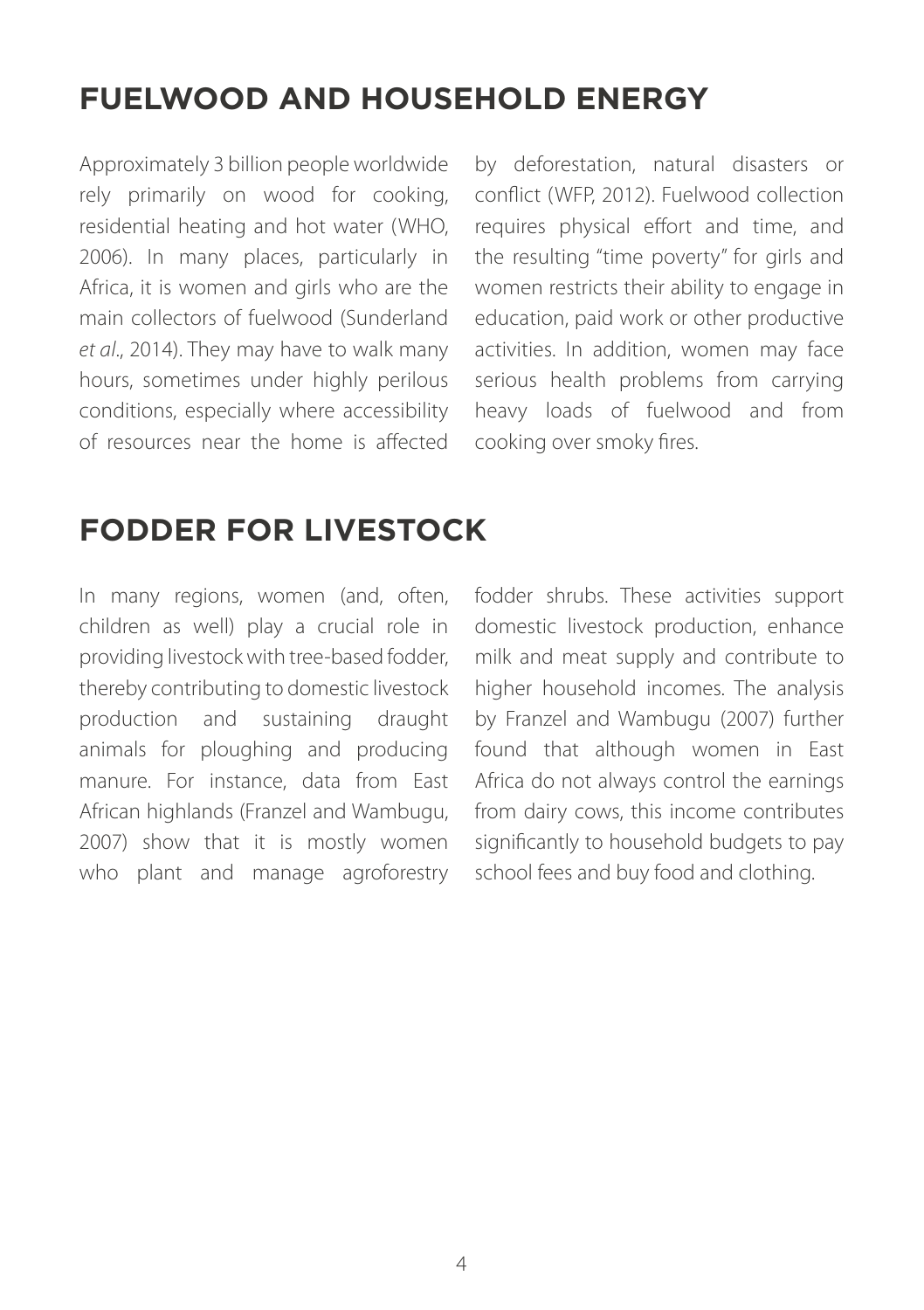## FUELWOOD AND HOUSEHOLD ENERGY

Approximately 3 billion people worldwide rely primarily on wood for cooking, residential heating and hot water (WHO, 2006). In many places, particularly in Africa, it is women and girls who are the main collectors of fuelwood (Sunderland *et al*., 2014). They may have to walk many hours, sometimes under highly perilous conditions, especially where accessibility of resources near the home is affected by deforestation, natural disasters or conflict (WFP, 2012). Fuelwood collection requires physical effort and time, and the resulting "time poverty" for girls and women restricts their ability to engage in education, paid work or other productive activities. In addition, women may face serious health problems from carrying heavy loads of fuelwood and from cooking over smoky fires.

## FODDER FOR LIVESTOCK

In many regions, women (and, often, children as well) play a crucial role in providing livestock with tree-based fodder, thereby contributing to domestic livestock production and sustaining draught animals for ploughing and producing manure. For instance, data from East African highlands (Franzel and Wambugu, 2007) show that it is mostly women who plant and manage agroforestry fodder shrubs. These activities support domestic livestock production, enhance milk and meat supply and contribute to higher household incomes. The analysis by Franzel and Wambugu (2007) further found that although women in East Africa do not always control the earnings from dairy cows, this income contributes significantly to household budgets to pay school fees and buy food and clothing.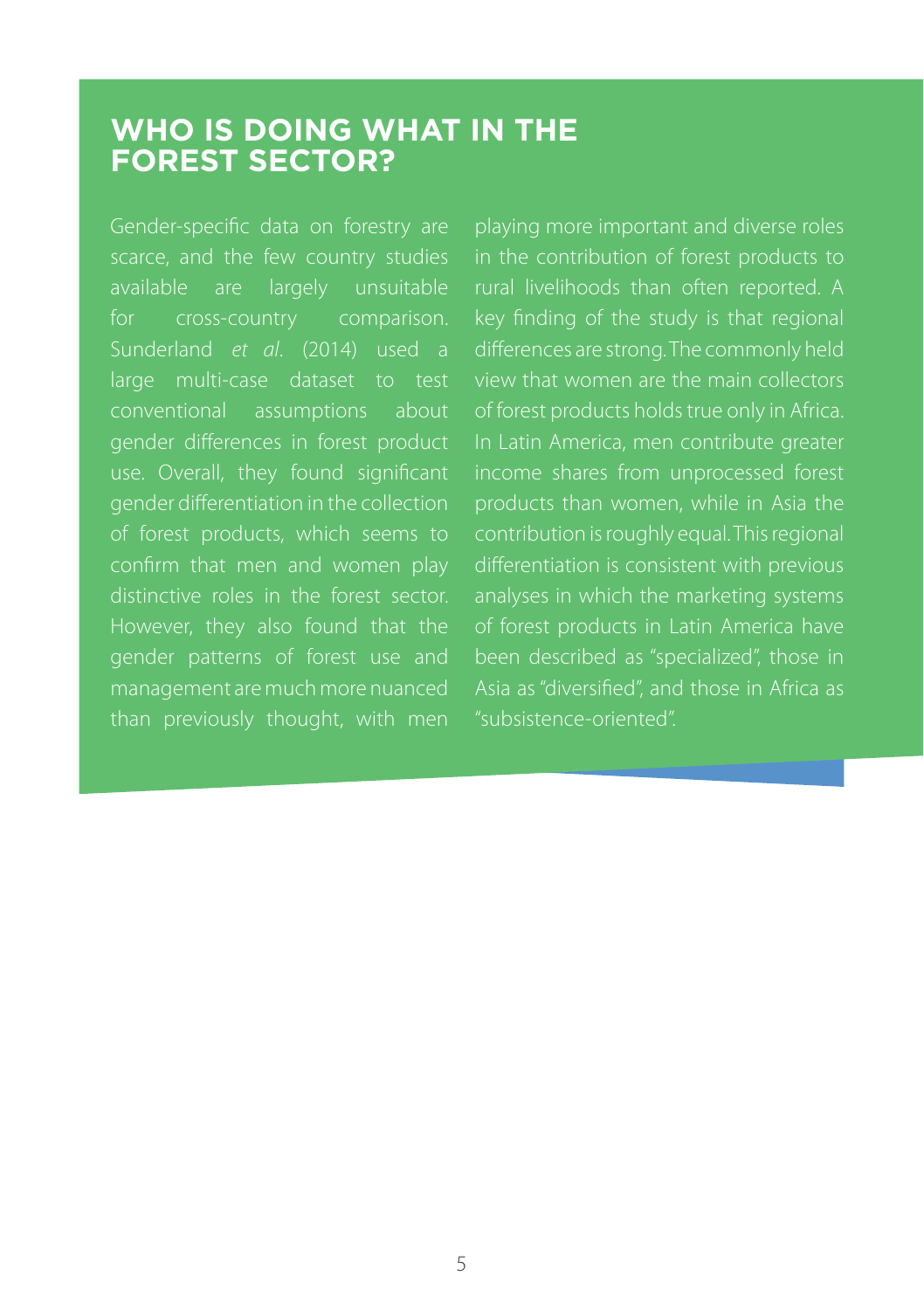## WHO IS DOING WHAT IN THE FOREST SECTOR?

Gender-specific data on forestry are scarce, and the few country studies available are largely unsuitable for cross-country comparison. Sunderland *et al*. (2014) used a large multi-case dataset to test conventional assumptions about gender differences in forest product use. Overall, they found significant gender differentiation in the collection of forest products, which seems to confirm that men and women play distinctive roles in the forest sector. However, they also found that the gender patterns of forest use and management are much more nuanced than previously thought, with men playing more important and diverse roles in the contribution of forest products to rural livelihoods than often reported. A key finding of the study is that regional differences are strong. The commonly held view that women are the main collectors of forest products holds true only in Africa. In Latin America, men contribute greater income shares from unprocessed forest products than women, while in Asia the contribution is roughly equal. This regional differentiation is consistent with previous analyses in which the marketing systems of forest products in Latin America have been described as "specialized", those in Asia as "diversified", and those in Africa as "subsistence-oriented".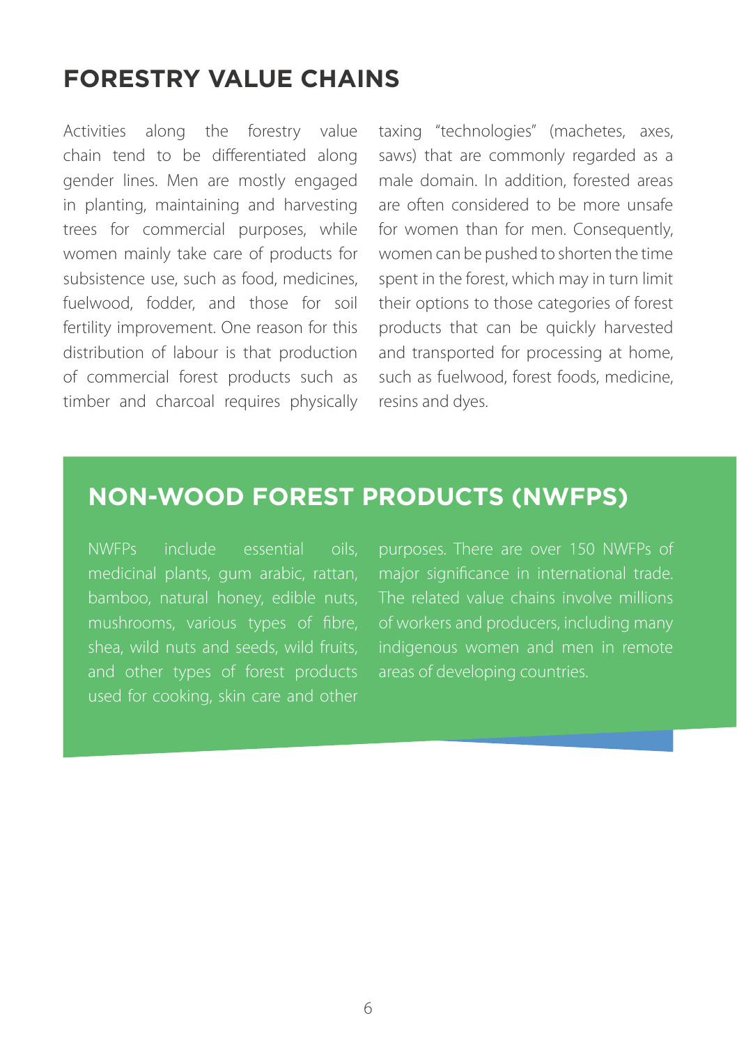## FORESTRY VALUE CHAINS

Activities along the forestry value chain tend to be differentiated along gender lines. Men are mostly engaged in planting, maintaining and harvesting trees for commercial purposes, while women mainly take care of products for subsistence use, such as food, medicines, fuelwood, fodder, and those for soil fertility improvement. One reason for this distribution of labour is that production of commercial forest products such as timber and charcoal requires physically taxing "technologies" (machetes, axes, saws) that are commonly regarded as a male domain. In addition, forested areas are often considered to be more unsafe for women than for men. Consequently, women can be pushed to shorten the time spent in the forest, which may in turn limit their options to those categories of forest products that can be quickly harvested and transported for processing at home, such as fuelwood, forest foods, medicine, resins and dyes.

## NON-WOOD FOREST PRODUCTS (NWFPS)

NWFPs include essential oils, medicinal plants, gum arabic, rattan, bamboo, natural honey, edible nuts, mushrooms, various types of fibre, shea, wild nuts and seeds, wild fruits, and other types of forest products used for cooking, skin care and other purposes. There are over 150 NWFPs of major significance in international trade. The related value chains involve millions of workers and producers, including many indigenous women and men in remote areas of developing countries.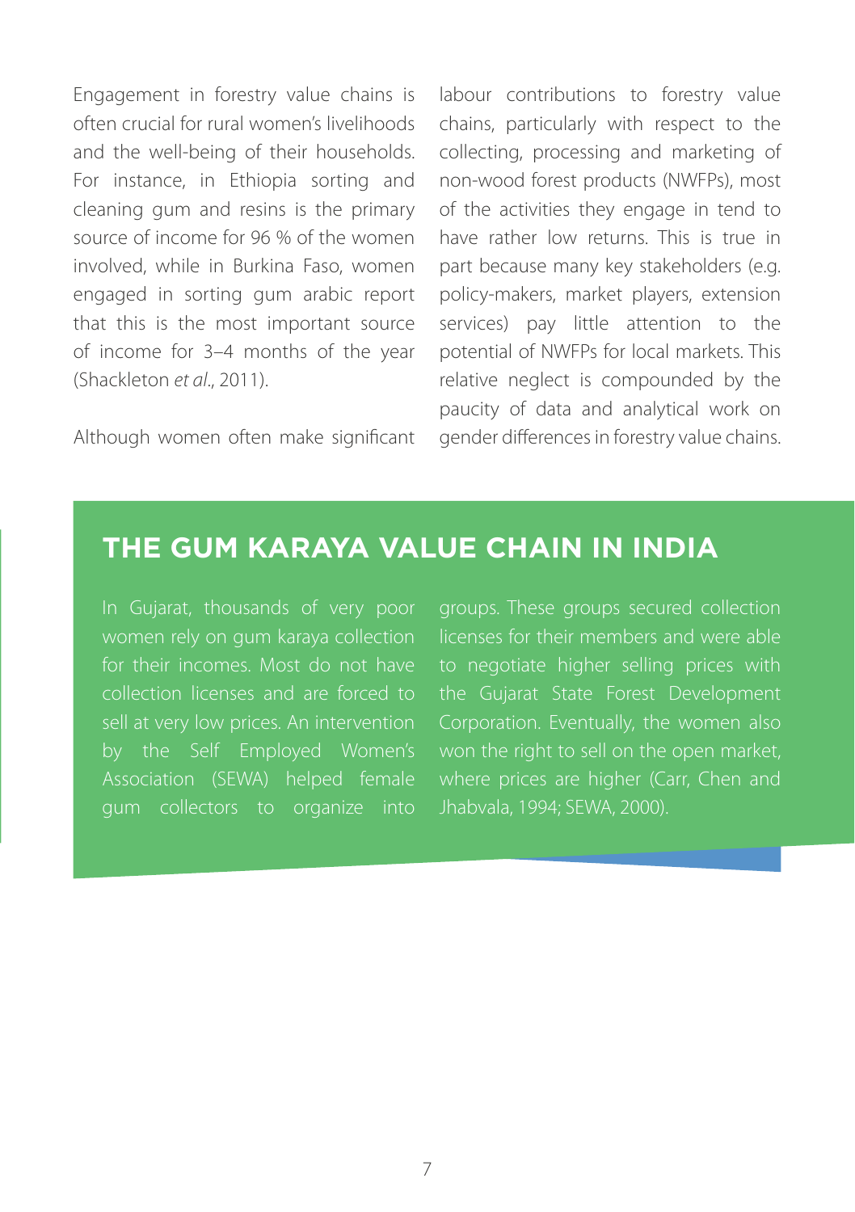Engagement in forestry value chains is often crucial for rural women's livelihoods and the well-being of their households. For instance, in Ethiopia sorting and cleaning gum and resins is the primary source of income for 96 % of the women involved, while in Burkina Faso, women engaged in sorting gum arabic report that this is the most important source of income for 3–4 months of the year (Shackleton *et al*., 2011).

Although women often make significant labour contributions to forestry value chains, particularly with respect to the collecting, processing and marketing of non-wood forest products (NWFPs), most of the activities they engage in tend to have rather low returns. This is true in part because many key stakeholders (e.g. policy-makers, market players, extension services) pay little attention to the potential of NWFPs for local markets. This relative neglect is compounded by the paucity of data and analytical work on gender differences in forestry value chains.

## THE GUM KARAYA VALUE CHAIN IN INDIA

In Gujarat, thousands of very poor women rely on gum karaya collection for their incomes. Most do not have collection licenses and are forced to sell at very low prices. An intervention by the Self Employed Women's Association (SEWA) helped female gum collectors to organize into groups. These groups secured collection licenses for their members and were able to negotiate higher selling prices with the Gujarat State Forest Development Corporation. Eventually, the women also won the right to sell on the open market, where prices are higher (Carr, Chen and Jhabvala, 1994; SEWA, 2000).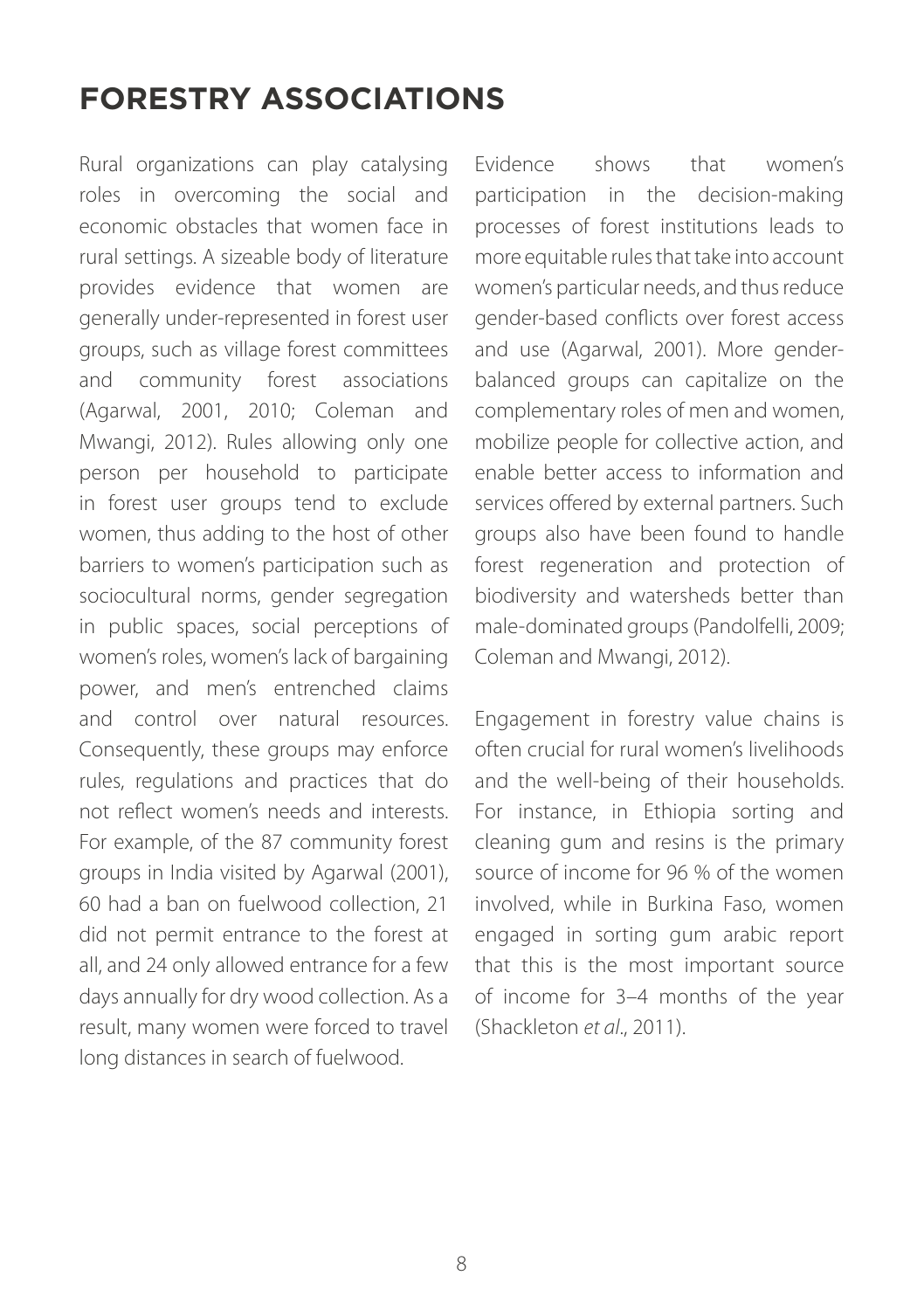## FORESTRY ASSOCIATIONS

Rural organizations can play catalysing roles in overcoming the social and economic obstacles that women face in rural settings. A sizeable body of literature provides evidence that women are generally under-represented in forest user groups, such as village forest committees and community forest associations (Agarwal, 2001, 2010; Coleman and Mwangi, 2012). Rules allowing only one person per household to participate in forest user groups tend to exclude women, thus adding to the host of other barriers to women's participation such as sociocultural norms, gender segregation in public spaces, social perceptions of women's roles, women's lack of bargaining power, and men's entrenched claims and control over natural resources. Consequently, these groups may enforce rules, regulations and practices that do not reflect women's needs and interests. For example, of the 87 community forest groups in India visited by Agarwal (2001), 60 had a ban on fuelwood collection, 21 did not permit entrance to the forest at all, and 24 only allowed entrance for a few days annually for dry wood collection. As a result, many women were forced to travel long distances in search of fuelwood.

Evidence shows that women's participation in the decision-making processes of forest institutions leads to more equitable rules that take into account women's particular needs, and thus reduce gender-based conflicts over forest access and use (Agarwal, 2001). More gender-balanced groups can capitalize on the complementary roles of men and women, mobilize people for collective action, and enable better access to information and services offered by external partners. Such groups also have been found to handle forest regeneration and protection of biodiversity and watersheds better than male-dominated groups (Pandolfelli, 2009; Coleman and Mwangi, 2012).

Engagement in forestry value chains is often crucial for rural women's livelihoods and the well-being of their households. For instance, in Ethiopia sorting and cleaning gum and resins is the primary source of income for 96 % of the women involved, while in Burkina Faso, women engaged in sorting gum arabic report that this is the most important source of income for 3–4 months of the year (Shackleton *et al*., 2011).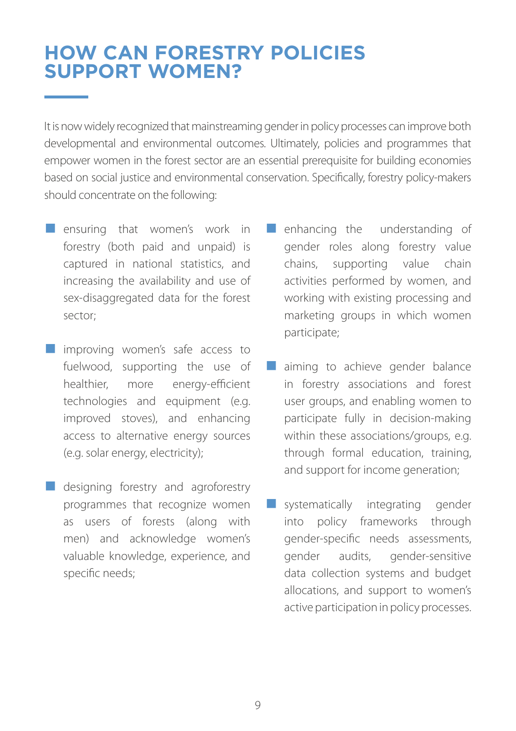# HOW CAN FORESTRY POLICIES SUPPORT WOMEN?

It is now widely recognized that mainstreaming gender in policy processes can improve both developmental and environmental outcomes. Ultimately, policies and programmes that empower women in the forest sector are an essential prerequisite for building economies based on social justice and environmental conservation. Specifically, forestry policy-makers should concentrate on the following:

- ensuring that women's work in forestry (both paid and unpaid) is captured in national statistics, and increasing the availability and use of sex-disaggregated data for the forest sector;
- improving women's safe access to fuelwood, supporting the use of healthier, more energy-efficient technologies and equipment (e.g. improved stoves), and enhancing access to alternative energy sources (e.g. solar energy, electricity);
- designing forestry and agroforestry programmes that recognize women as users of forests (along with men) and acknowledge women's valuable knowledge, experience, and specific needs;
- enhancing the understanding of gender roles along forestry value chains, supporting value chain activities performed by women, and working with existing processing and marketing groups in which women participate;
- aiming to achieve gender balance in forestry associations and forest user groups, and enabling women to participate fully in decision-making within these associations/groups, e.g. through formal education, training, and support for income generation;
- systematically integrating gender into policy frameworks through gender-specific needs assessments, gender audits, gender-sensitive data collection systems and budget allocations, and support to women's active participation in policy processes.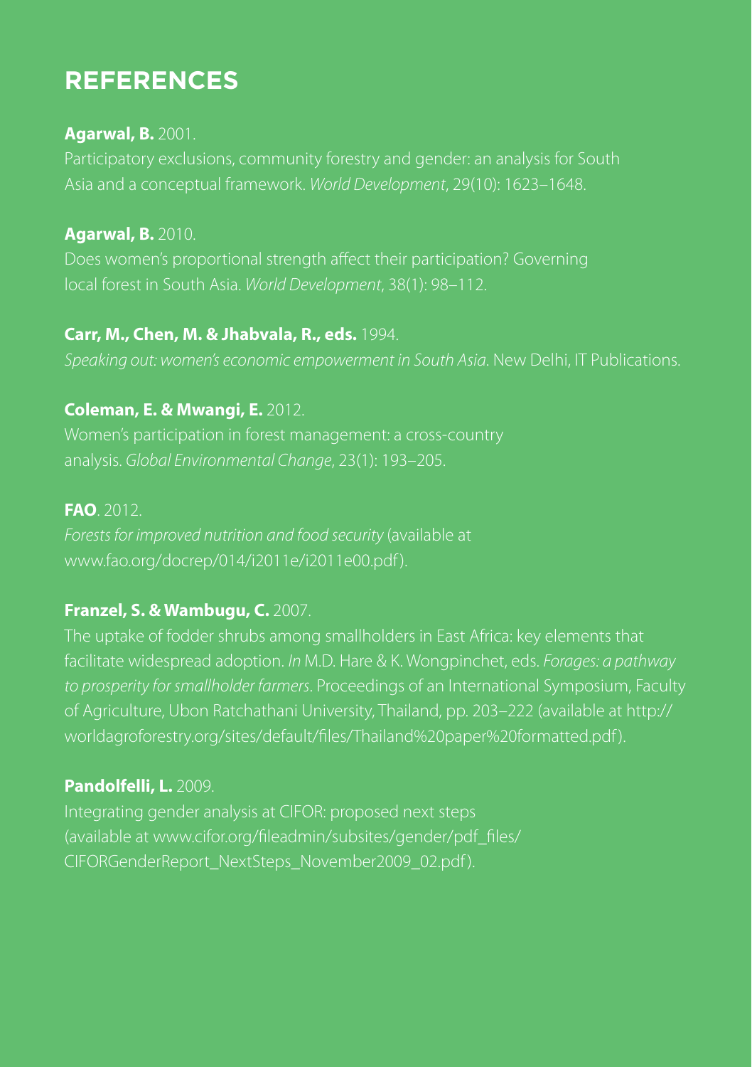# REFERENCES

**Agarwal, B.** 2001.
Participatory exclusions, community forestry and gender: an analysis for South Asia and a conceptual framework. *World Development*, 29(10): 1623–1648.

**Agarwal, B.** 2010.
Does women's proportional strength affect their participation? Governing local forest in South Asia. *World Development*, 38(1): 98–112.

**Carr, M., Chen, M. & Jhabvala, R., eds.** 1994.
*Speaking out: women's economic empowerment in South Asia*. New Delhi, IT Publications.

**Coleman, E. & Mwangi, E.** 2012.
Women's participation in forest management: a cross-country analysis. *Global Environmental Change*, 23(1): 193–205.

**FAO**. 2012.
*Forests for improved nutrition and food security* (available at www.fao.org/docrep/014/i2011e/i2011e00.pdf).

**Franzel, S. & Wambugu, C.** 2007.
The uptake of fodder shrubs among smallholders in East Africa: key elements that facilitate widespread adoption. *In* M.D. Hare & K. Wongpinchet, eds. *Forages: a pathway to prosperity for smallholder farmers*. Proceedings of an International Symposium, Faculty of Agriculture, Ubon Ratchathani University, Thailand, pp. 203–222 (available at http://worldagroforestry.org/sites/default/files/Thailand%20paper%20formatted.pdf).

**Pandolfelli, L.** 2009.
Integrating gender analysis at CIFOR: proposed next steps (available at www.cifor.org/fileadmin/subsites/gender/pdf_files/CIFORGenderReport_NextSteps_November2009_02.pdf).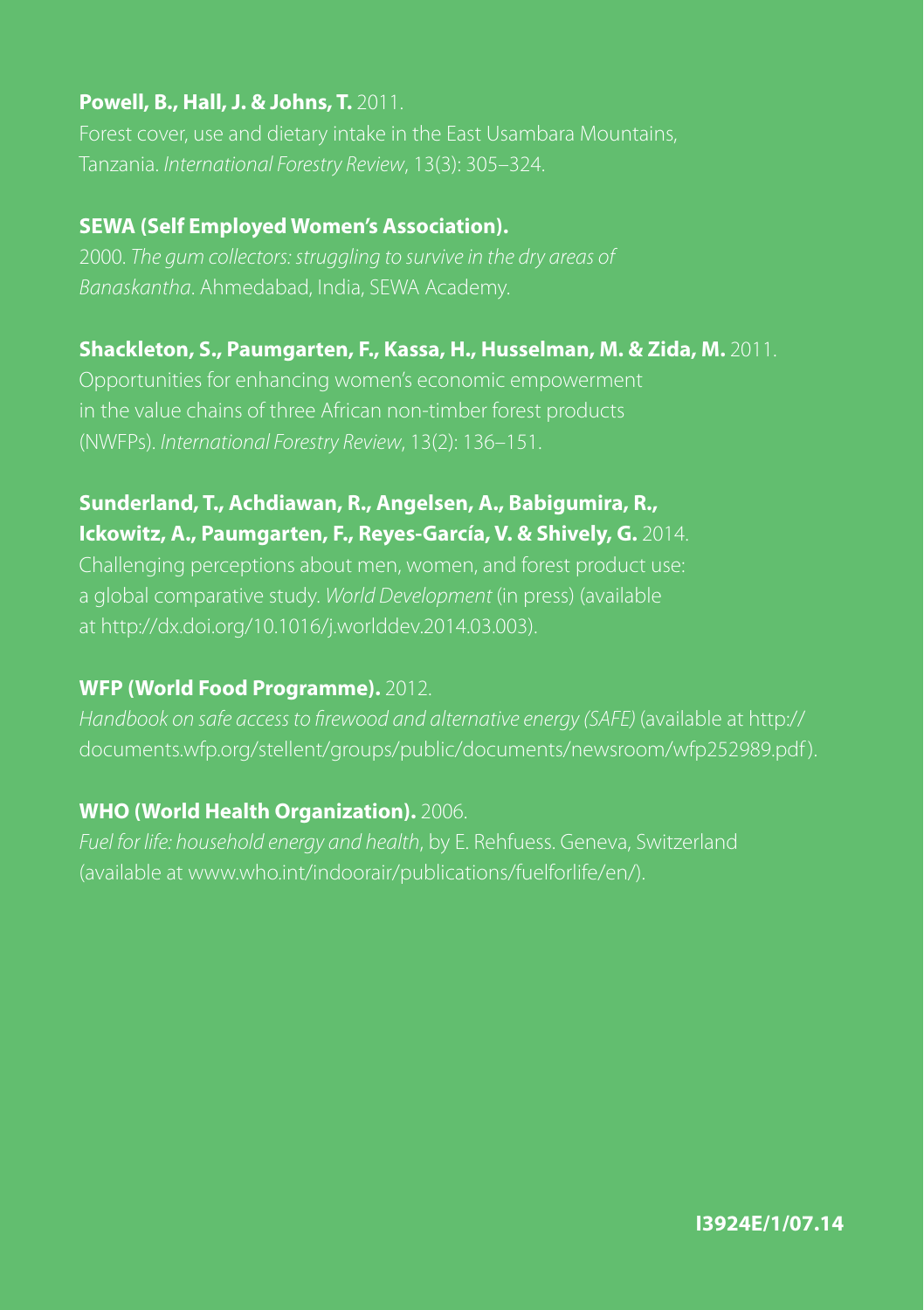**Powell, B., Hall, J. & Johns, T.** 2011.
Forest cover, use and dietary intake in the East Usambara Mountains, Tanzania. *International Forestry Review*, 13(3): 305–324.

**SEWA (Self Employed Women's Association).**
2000. *The gum collectors: struggling to survive in the dry areas of Banaskantha*. Ahmedabad, India, SEWA Academy.

**Shackleton, S., Paumgarten, F., Kassa, H., Husselman, M. & Zida, M.** 2011.
Opportunities for enhancing women's economic empowerment in the value chains of three African non-timber forest products (NWFPs). *International Forestry Review*, 13(2): 136–151.

**Sunderland, T., Achdiawan, R., Angelsen, A., Babigumira, R., Ickowitz, A., Paumgarten, F., Reyes-García, V. & Shively, G.** 2014.
Challenging perceptions about men, women, and forest product use: a global comparative study. *World Development* (in press) (available at http://dx.doi.org/10.1016/j.worlddev.2014.03.003).

**WFP (World Food Programme).** 2012.
*Handbook on safe access to firewood and alternative energy (SAFE)* (available at http://documents.wfp.org/stellent/groups/public/documents/newsroom/wfp252989.pdf).

**WHO (World Health Organization).** 2006.
*Fuel for life: household energy and health*, by E. Rehfuess. Geneva, Switzerland (available at www.who.int/indoorair/publications/fuelforlife/en/).

**I3924E/1/07.14**